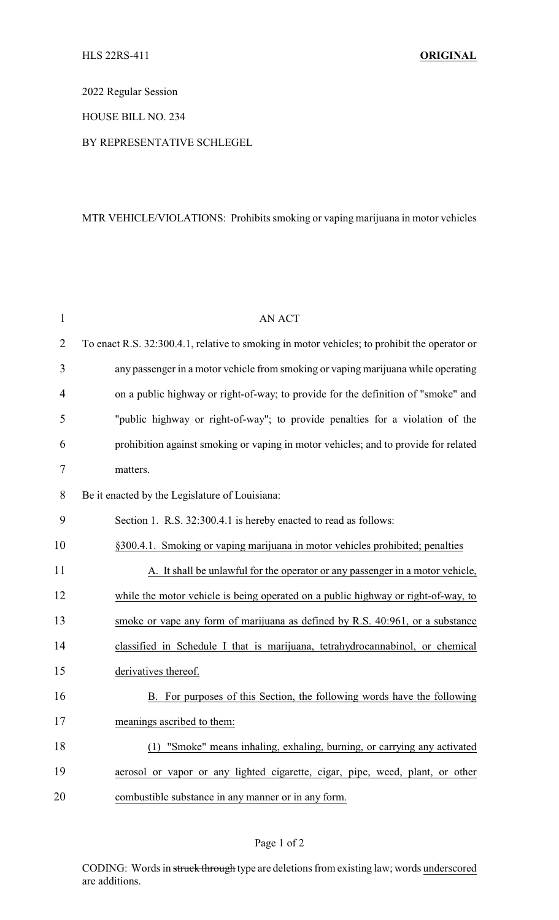HLS 22RS-411 **ORIGINAL**

2022 Regular Session

HOUSE BILL NO. 234

BY REPRESENTATIVE SCHLEGEL

MTR VEHICLE/VIOLATIONS: Prohibits smoking or vaping marijuana in motor vehicles

AN ACT

To enact R.S. 32:300.4.1, relative to smoking in motor vehicles; to prohibit the operator or any passenger in a motor vehicle from smoking or vaping marijuana while operating on a public highway or right-of-way; to provide for the definition of "smoke" and "public highway or right-of-way"; to provide penalties for a violation of the prohibition against smoking or vaping in motor vehicles; and to provide for related matters.

Be it enacted by the Legislature of Louisiana:

Section 1. R.S. 32:300.4.1 is hereby enacted to read as follows:

§300.4.1. Smoking or vaping marijuana in motor vehicles prohibited; penalties

A. It shall be unlawful for the operator or any passenger in a motor vehicle, while the motor vehicle is being operated on a public highway or right-of-way, to smoke or vape any form of marijuana as defined by R.S. 40:961, or a substance classified in Schedule I that is marijuana, tetrahydrocannabinol, or chemical derivatives thereof.

B. For purposes of this Section, the following words have the following meanings ascribed to them:

(1) "Smoke" means inhaling, exhaling, burning, or carrying any activated aerosol or vapor or any lighted cigarette, cigar, pipe, weed, plant, or other combustible substance in any manner or in any form.

CODING: Words in ~~struck through~~ type are deletions from existing law; words underscored are additions.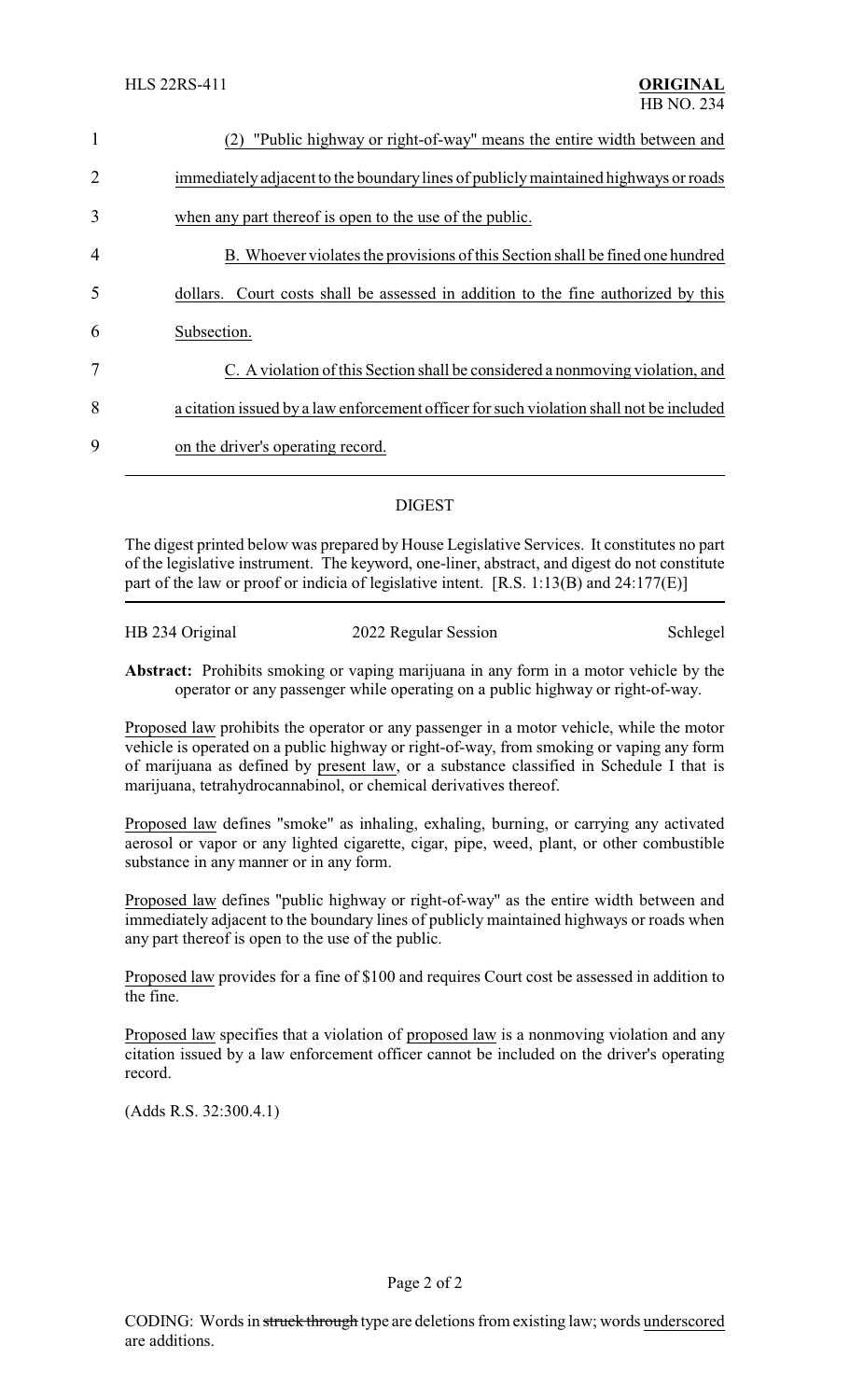1 (2) "Public highway or right-of-way" means the entire width between and
2 immediately adjacent to the boundary lines of publicly maintained highways or roads
3 when any part thereof is open to the use of the public.
4 B. Whoever violates the provisions of this Section shall be fined one hundred
5 dollars. Court costs shall be assessed in addition to the fine authorized by this
6 Subsection.
7 C. A violation of this Section shall be considered a nonmoving violation, and
8 a citation issued by a law enforcement officer for such violation shall not be included
9 on the driver's operating record.

## DIGEST

The digest printed below was prepared by House Legislative Services. It constitutes no part of the legislative instrument. The keyword, one-liner, abstract, and digest do not constitute part of the law or proof or indicia of legislative intent. [R.S. 1:13(B) and 24:177(E)]

HB 234 Original 2022 Regular Session Schlegel

**Abstract:** Prohibits smoking or vaping marijuana in any form in a motor vehicle by the operator or any passenger while operating on a public highway or right-of-way.

Proposed law prohibits the operator or any passenger in a motor vehicle, while the motor vehicle is operated on a public highway or right-of-way, from smoking or vaping any form of marijuana as defined by present law, or a substance classified in Schedule I that is marijuana, tetrahydrocannabinol, or chemical derivatives thereof.

Proposed law defines "smoke" as inhaling, exhaling, burning, or carrying any activated aerosol or vapor or any lighted cigarette, cigar, pipe, weed, plant, or other combustible substance in any manner or in any form.

Proposed law defines "public highway or right-of-way" as the entire width between and immediately adjacent to the boundary lines of publicly maintained highways or roads when any part thereof is open to the use of the public.

Proposed law provides for a fine of $100 and requires Court cost be assessed in addition to the fine.

Proposed law specifies that a violation of proposed law is a nonmoving violation and any citation issued by a law enforcement officer cannot be included on the driver's operating record.

(Adds R.S. 32:300.4.1)